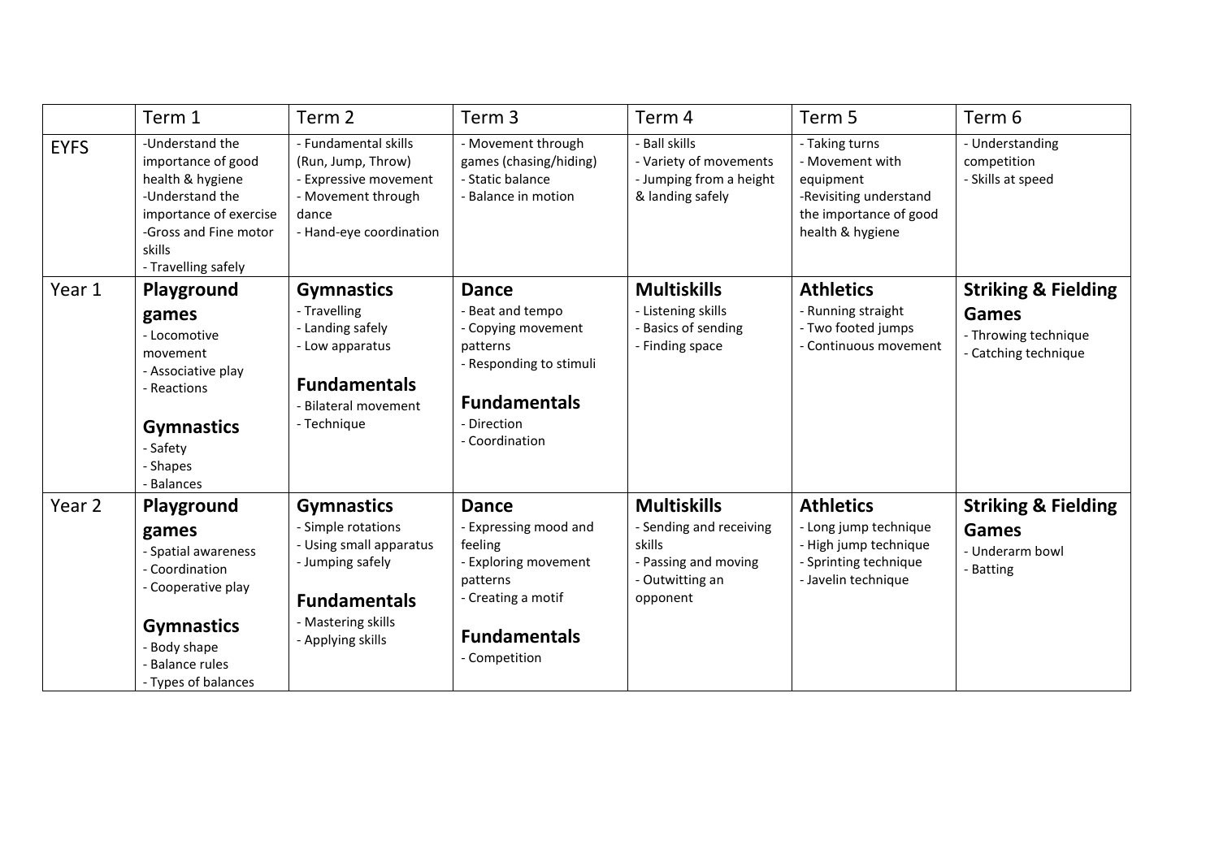| | Term 1 | Term 2 | Term 3 | Term 4 | Term 5 | Term 6 |
|---|---|---|---|---|---|---|
| EYFS | -Understand the importance of good health & hygiene<br>-Understand the importance of exercise<br>-Gross and Fine motor skills<br>- Travelling safely | - Fundamental skills (Run, Jump, Throw)<br>- Expressive movement<br>- Movement through dance<br>- Hand-eye coordination | - Movement through games (chasing/hiding)<br>- Static balance<br>- Balance in motion | - Ball skills<br>- Variety of movements<br>- Jumping from a height & landing safely | - Taking turns<br>- Movement with equipment<br>-Revisiting understand the importance of good health & hygiene | - Understanding competition<br>- Skills at speed |
| Year 1 | **Playground games**<br>- Locomotive movement<br>- Associative play<br>- Reactions<br><br>**Gymnastics**<br>- Safety<br>- Shapes<br>- Balances | **Gymnastics**<br>- Travelling<br>- Landing safely<br>- Low apparatus<br><br>**Fundamentals**<br>- Bilateral movement<br>- Technique | **Dance**<br>- Beat and tempo<br>- Copying movement patterns<br>- Responding to stimuli<br><br>**Fundamentals**<br>- Direction<br>- Coordination | **Multiskills**<br>- Listening skills<br>- Basics of sending<br>- Finding space | **Athletics**<br>- Running straight<br>- Two footed jumps<br>- Continuous movement | **Striking & Fielding Games**<br>- Throwing technique<br>- Catching technique |
| Year 2 | **Playground games**<br>- Spatial awareness<br>- Coordination<br>- Cooperative play<br><br>**Gymnastics**<br>- Body shape<br>- Balance rules<br>- Types of balances | **Gymnastics**<br>- Simple rotations<br>- Using small apparatus<br>- Jumping safely<br><br>**Fundamentals**<br>- Mastering skills<br>- Applying skills | **Dance**<br>- Expressing mood and feeling<br>- Exploring movement patterns<br>- Creating a motif<br><br>**Fundamentals**<br>- Competition | **Multiskills**<br>- Sending and receiving skills<br>- Passing and moving<br>- Outwitting an opponent | **Athletics**<br>- Long jump technique<br>- High jump technique<br>- Sprinting technique<br>- Javelin technique | **Striking & Fielding Games**<br>- Underarm bowl<br>- Batting |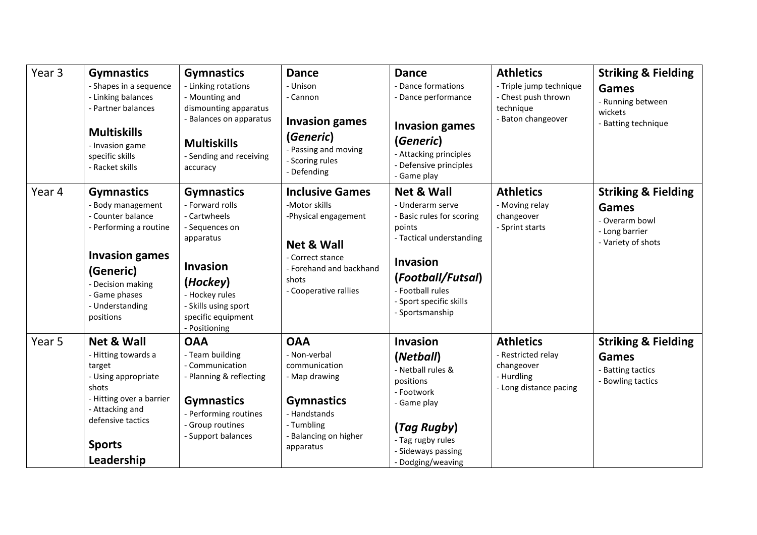| Year 3 | **Gymnastics**<br>- Shapes in a sequence<br>- Linking balances<br>- Partner balances<br><br>**Multiskills**<br>- Invasion game specific skills<br>- Racket skills | **Gymnastics**<br>- Linking rotations<br>- Mounting and dismounting apparatus<br>- Balances on apparatus<br><br>**Multiskills**<br>- Sending and receiving accuracy | **Dance**<br>- Unison<br>- Cannon<br><br>**Invasion games (*Generic*)**<br>- Passing and moving<br>- Scoring rules<br>- Defending | **Dance**<br>- Dance formations<br>- Dance performance<br><br>**Invasion games (*Generic*)**<br>- Attacking principles<br>- Defensive principles<br>- Game play | **Athletics**<br>- Triple jump technique<br>- Chest push thrown technique<br>- Baton changeover | **Striking & Fielding Games**<br>- Running between wickets<br>- Batting technique |
|---|---|---|---|---|---|---|
| Year 4 | **Gymnastics**<br>- Body management<br>- Counter balance<br>- Performing a routine<br><br>**Invasion games (Generic)**<br>- Decision making<br>- Game phases<br>- Understanding positions | **Gymnastics**<br>- Forward rolls<br>- Cartwheels<br>- Sequences on apparatus<br><br>**Invasion (*Hockey*)**<br>- Hockey rules<br>- Skills using sport specific equipment<br>- Positioning | **Inclusive Games**<br>-Motor skills<br>-Physical engagement<br><br>**Net & Wall**<br>- Correct stance<br>- Forehand and backhand shots<br>- Cooperative rallies | **Net & Wall**<br>- Underarm serve<br>- Basic rules for scoring points<br>- Tactical understanding<br><br>**Invasion (*Football/Futsal*)**<br>- Football rules<br>- Sport specific skills<br>- Sportsmanship | **Athletics**<br>- Moving relay changeover<br>- Sprint starts | **Striking & Fielding Games**<br>- Overarm bowl<br>- Long barrier<br>- Variety of shots |
| Year 5 | **Net & Wall**<br>- Hitting towards a target<br>- Using appropriate shots<br>- Hitting over a barrier<br>- Attacking and defensive tactics<br><br>**Sports Leadership** | **OAA**<br>- Team building<br>- Communication<br>- Planning & reflecting<br><br>**Gymnastics**<br>- Performing routines<br>- Group routines<br>- Support balances | **OAA**<br>- Non-verbal communication<br>- Map drawing<br><br>**Gymnastics**<br>- Handstands<br>- Tumbling<br>- Balancing on higher apparatus | **Invasion (*Netball*)**<br>- Netball rules & positions<br>- Footwork<br>- Game play<br><br>**(*Tag Rugby*)**<br>- Tag rugby rules<br>- Sideways passing<br>- Dodging/weaving | **Athletics**<br>- Restricted relay changeover<br>- Hurdling<br>- Long distance pacing | **Striking & Fielding Games**<br>- Batting tactics<br>- Bowling tactics |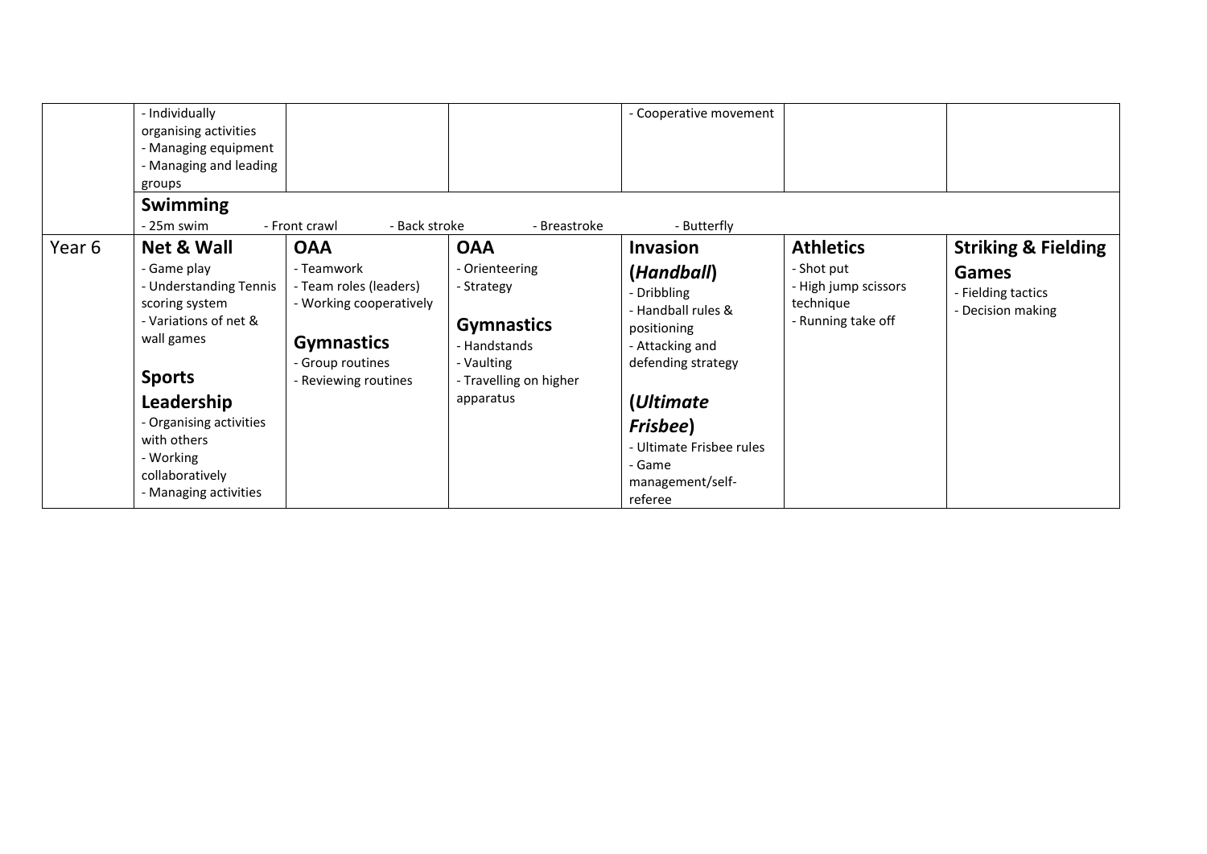| | | | | | | |
|---|---|---|---|---|---|---|
| | - Individually organising activities<br>- Managing equipment<br>- Managing and leading groups | | | - Cooperative movement | | |
| | **Swimming**<br>- 25m swim - Front crawl - Back stroke - Breastroke - Butterfly | | | | | |
| Year 6 | **Net & Wall**<br>- Game play<br>- Understanding Tennis scoring system<br>- Variations of net & wall games<br><br>**Sports Leadership**<br>- Organising activities with others<br>- Working collaboratively<br>- Managing activities | **OAA**<br>- Teamwork<br>- Team roles (leaders)<br>- Working cooperatively<br><br>**Gymnastics**<br>- Group routines<br>- Reviewing routines | **OAA**<br>- Orienteering<br>- Strategy<br><br>**Gymnastics**<br>- Handstands<br>- Vaulting<br>- Travelling on higher apparatus | **Invasion (*Handball*)**<br>- Dribbling<br>- Handball rules & positioning<br>- Attacking and defending strategy<br><br>**(*Ultimate Frisbee*)**<br>- Ultimate Frisbee rules<br>- Game management/self-referee | **Athletics**<br>- Shot put<br>- High jump scissors technique<br>- Running take off | **Striking & Fielding Games**<br>- Fielding tactics<br>- Decision making |